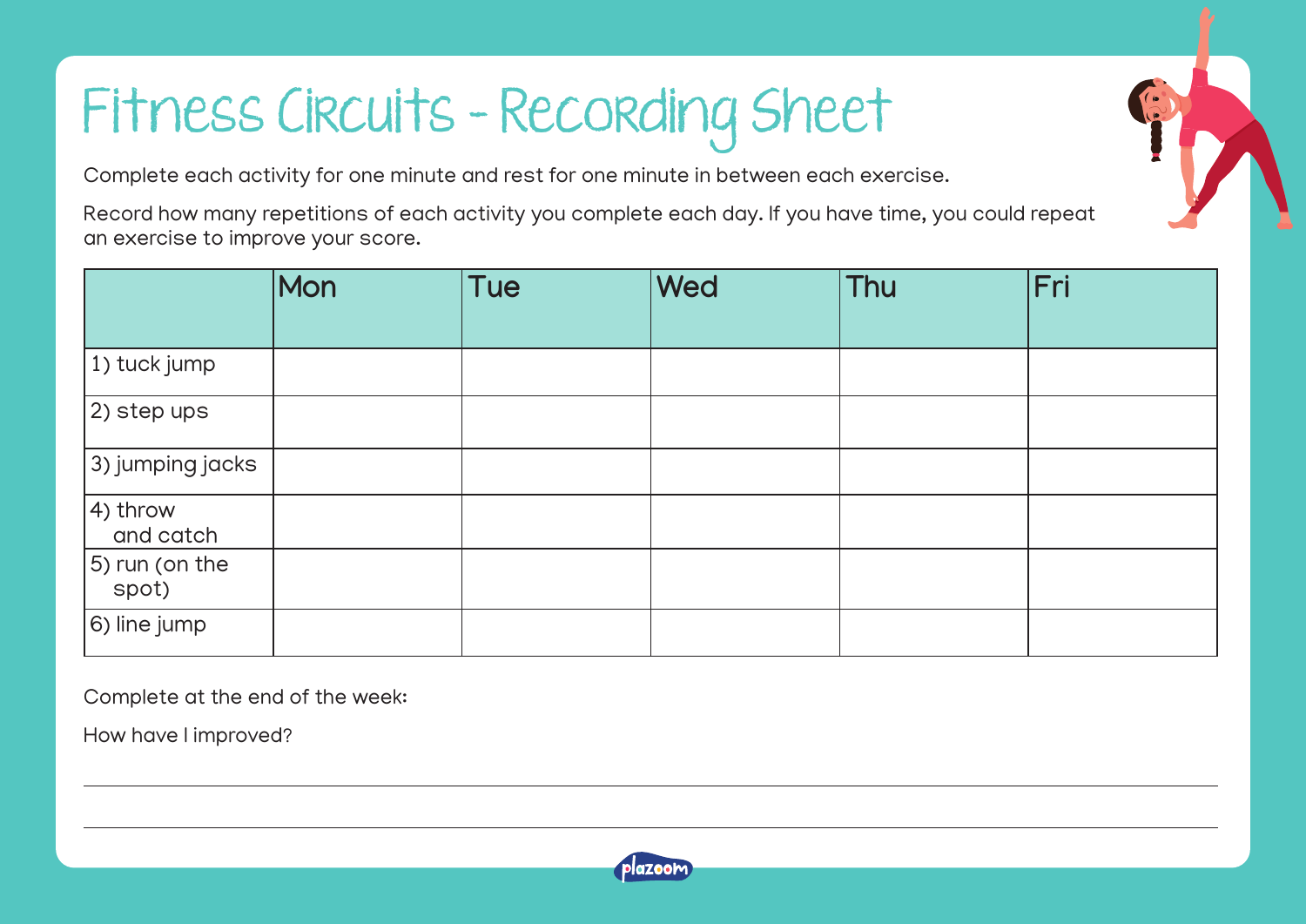# Fitness Circuits - Recording Sheet

Complete each activity for one minute and rest for one minute in between each exercise.

Record how many repetitions of each activity you complete each day. If you have time, you could repeat an exercise to improve your score.

| | Mon | Tue | Wed | Thu | Fri |
|---|---|---|---|---|---|
| 1) tuck jump | | | | | |
| 2) step ups | | | | | |
| 3) jumping jacks | | | | | |
| 4) throw and catch | | | | | |
| 5) run (on the spot) | | | | | |
| 6) line jump | | | | | |

Complete at the end of the week:

How have I improved?

______________________________________________

______________________________________________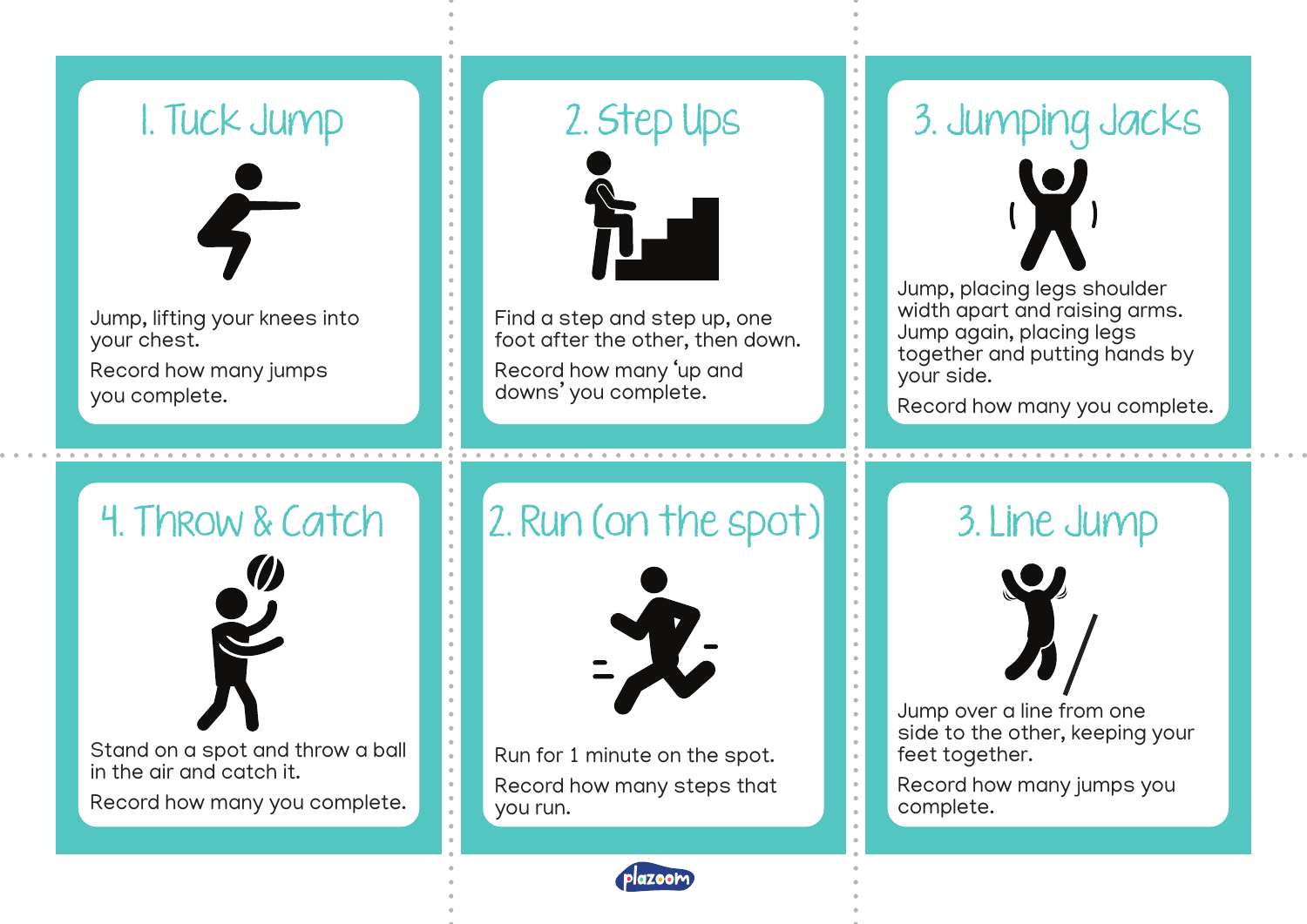## 1. Tuck Jump

Jump, lifting your knees into your chest.

Record how many jumps you complete.

## 2. Step Ups

Find a step and step up, one foot after the other, then down.

Record how many 'up and downs' you complete.

## 3. Jumping Jacks

Jump, placing legs shoulder width apart and raising arms. Jump again, placing legs together and putting hands by your side.

Record how many you complete.

## 4. Throw & Catch

Stand on a spot and throw a ball in the air and catch it.

Record how many you complete.

## 2. Run (on the spot)

Run for 1 minute on the spot.

Record how many steps that you run.

## 3. Line Jump

Jump over a line from one side to the other, keeping your feet together.

Record how many jumps you complete.

plazoom